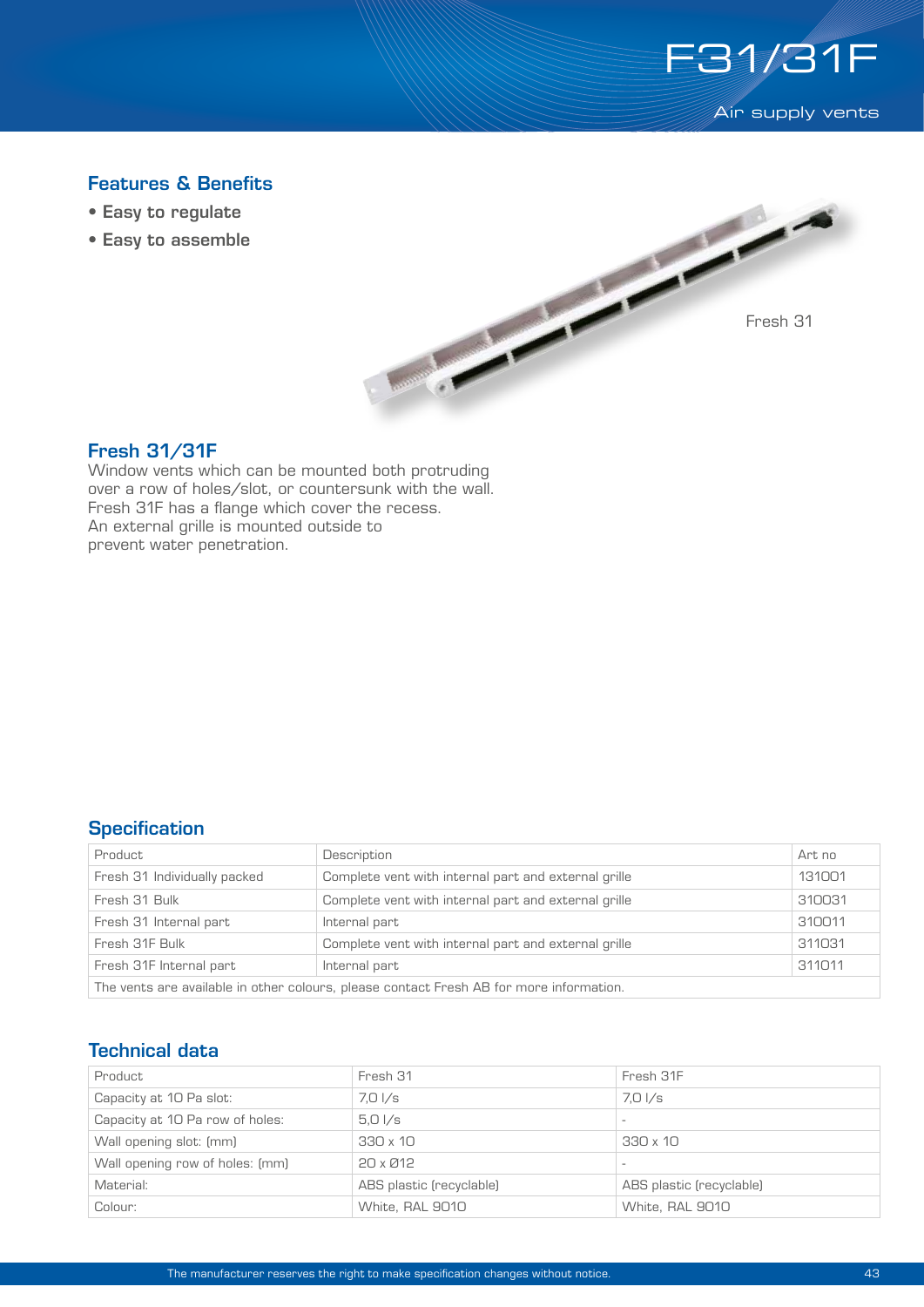# F31/31F

Air supply vents

## Features & Benefits

- **Easy to regulate**
- **Easy to assemble**

Fresh 31

## Fresh 31/31F

Window vents which can be mounted both protruding over a row of holes/slot, or countersunk with the wall. Fresh 31F has a flange which cover the recess. An external grille is mounted outside to prevent water penetration.

## Specification

| Product | Description | Art no |
|---|---|---|
| Fresh 31 Individually packed | Complete vent with internal part and external grille | 131001 |
| Fresh 31 Bulk | Complete vent with internal part and external grille | 310031 |
| Fresh 31 Internal part | Internal part | 310011 |
| Fresh 31F Bulk | Complete vent with internal part and external grille | 311031 |
| Fresh 31F Internal part | Internal part | 311011 |
| The vents are available in other colours, please contact Fresh AB for more information. | | |

## Technical data

| Product | Fresh 31 | Fresh 31F |
|---|---|---|
| Capacity at 10 Pa slot: | 7,0 l/s | 7,0 l/s |
| Capacity at 10 Pa row of holes: | 5,0 l/s | - |
| Wall opening slot: (mm) | 330 x 10 | 330 x 10 |
| Wall opening row of holes: (mm) | 20 x Ø12 | - |
| Material: | ABS plastic (recyclable) | ABS plastic (recyclable) |
| Colour: | White, RAL 9010 | White, RAL 9010 |

The manufacturer reserves the right to make specification changes without notice.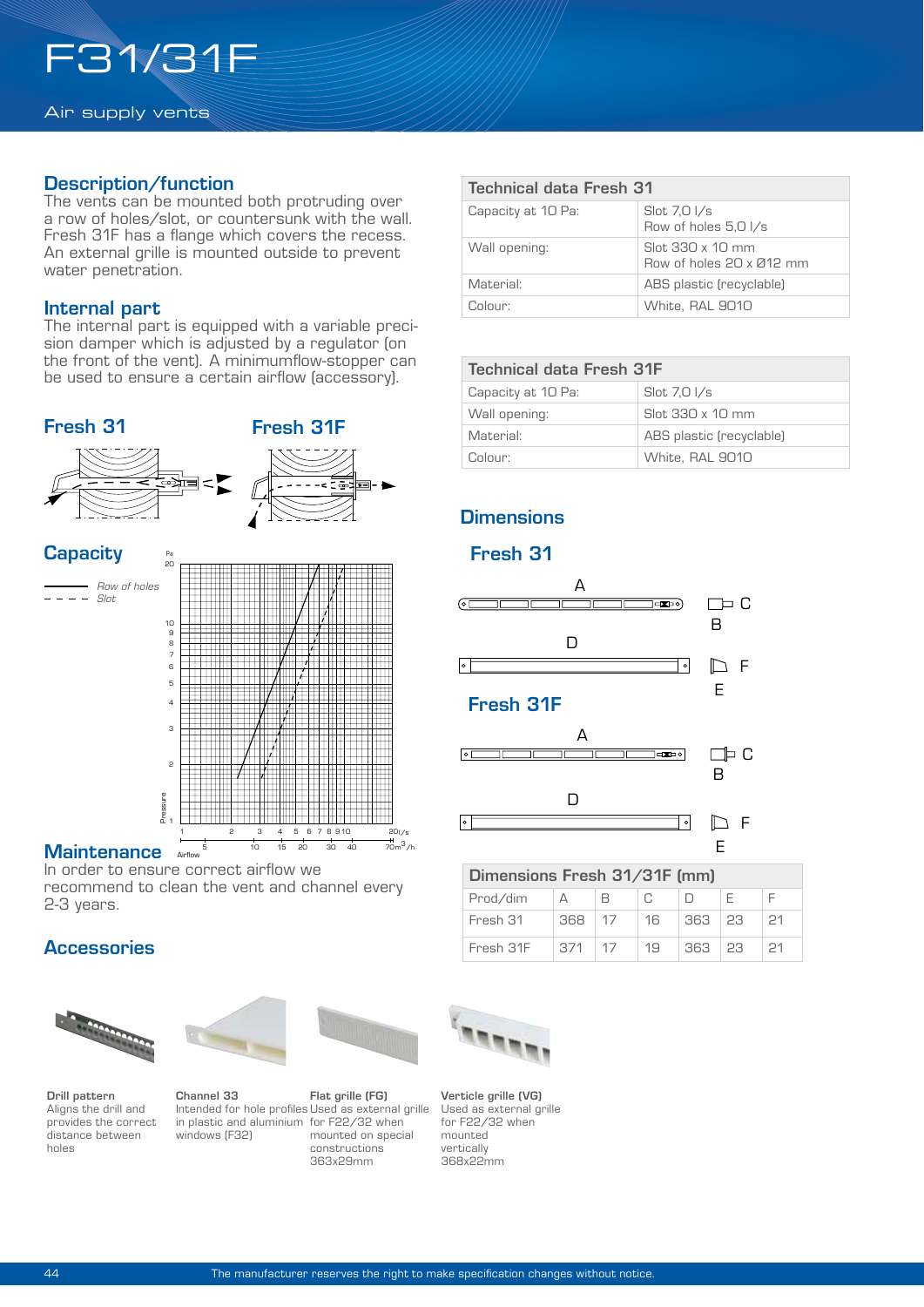# F31/31F

Air supply vents

## Description/function

The vents can be mounted both protruding over a row of holes/slot, or countersunk with the wall. Fresh 31F has a flange which covers the recess. An external grille is mounted outside to prevent water penetration.

## Internal part

The internal part is equipped with a variable precision damper which is adjusted by a regulator (on the front of the vent). A minimumflow-stopper can be used to ensure a certain airflow (accessory).

### Fresh 31

### Fresh 31F

## Capacity

Row of holes
Slot

Pa
20
10
9
8
7
6
5
4
3
2
1
Pressure

1 2 3 4 5 6 7 8 9 10 20 l/s
5 10 15 20 30 40 70 m³/h
Airflow

## Maintenance

In order to ensure correct airflow we recommend to clean the vent and channel every 2-3 years.

## Accessories

**Drill pattern**
Aligns the drill and provides the correct distance between holes

**Channel 33**
Intended for hole profiles in plastic and aluminium windows (F32)

**Flat grille (FG)**
Used as external grille for F22/32 when mounted on special constructions
363x29mm

**Verticle grille (VG)**
Used as external grille for F22/32 when mounted vertically
368x22mm

| Technical data Fresh 31 | |
|---|---|
| Capacity at 10 Pa: | Slot 7,0 l/s<br>Row of holes 5,0 l/s |
| Wall opening: | Slot 330 x 10 mm<br>Row of holes 20 x Ø12 mm |
| Material: | ABS plastic (recyclable) |
| Colour: | White, RAL 9010 |

| Technical data Fresh 31F | |
|---|---|
| Capacity at 10 Pa: | Slot 7,0 l/s |
| Wall opening: | Slot 330 x 10 mm |
| Material: | ABS plastic (recyclable) |
| Colour: | White, RAL 9010 |

## Dimensions

### Fresh 31

A C B D F E

### Fresh 31F

A C B D F E

| Dimensions Fresh 31/31F (mm) | | | | | | |
|---|---|---|---|---|---|---|
| Prod/dim | A | B | C | D | E | F |
| Fresh 31 | 368 | 17 | 16 | 363 | 23 | 21 |
| Fresh 31F | 371 | 17 | 19 | 363 | 23 | 21 |

The manufacturer reserves the right to make specification changes without notice.